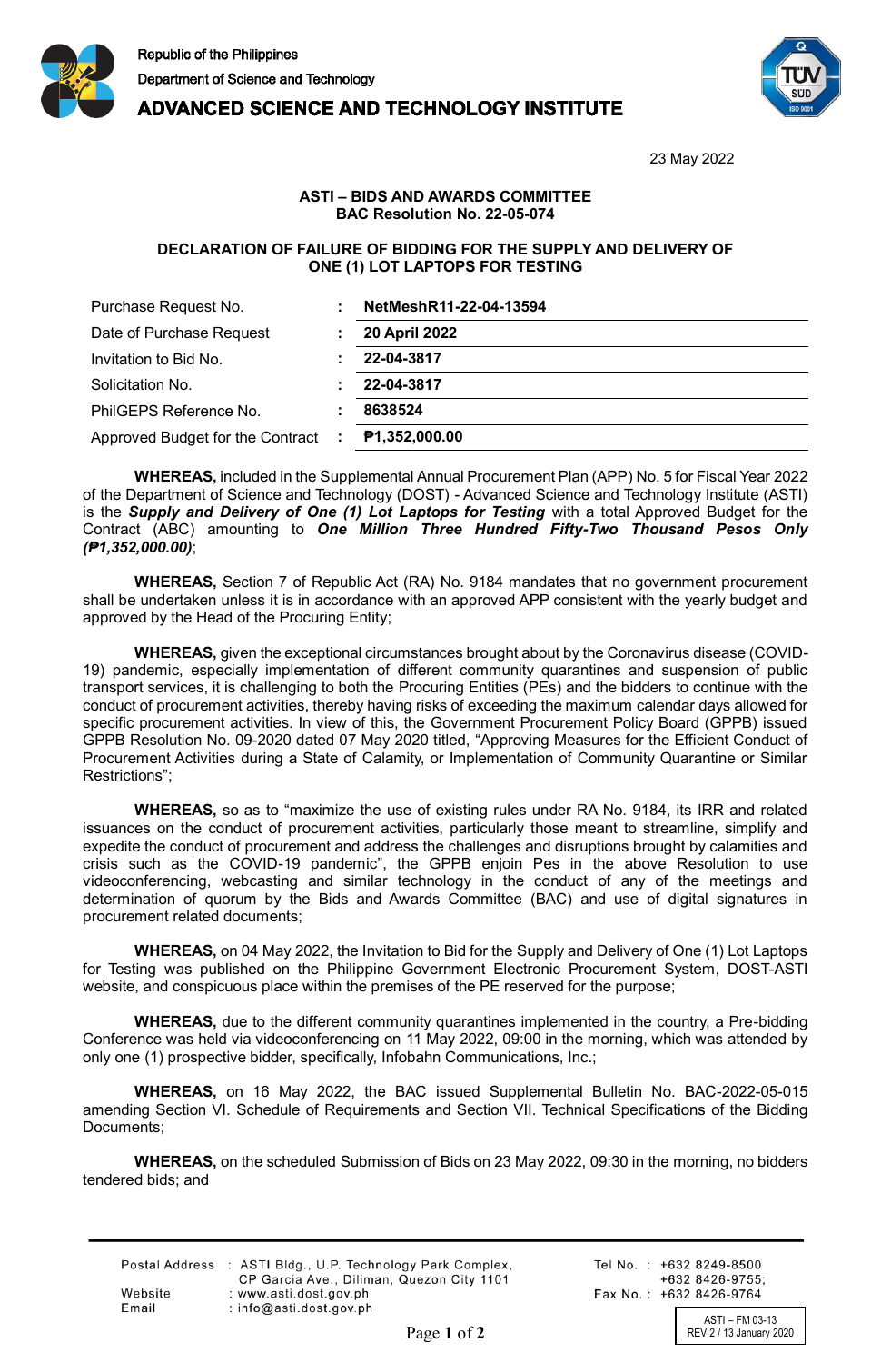Republic of the Philippines
Department of Science and Technology

**ADVANCED SCIENCE AND TECHNOLOGY INSTITUTE**

23 May 2022

**ASTI – BIDS AND AWARDS COMMITTEE**
**BAC Resolution No. 22-05-074**

**DECLARATION OF FAILURE OF BIDDING FOR THE SUPPLY AND DELIVERY OF ONE (1) LOT LAPTOPS FOR TESTING**

| | | |
|---|---|---|
| Purchase Request No. | : | **NetMeshR11-22-04-13594** |
| Date of Purchase Request | : | **20 April 2022** |
| Invitation to Bid No. | : | **22-04-3817** |
| Solicitation No. | : | **22-04-3817** |
| PhilGEPS Reference No. | : | **8638524** |
| Approved Budget for the Contract | : | **₱1,352,000.00** |

**WHEREAS,** included in the Supplemental Annual Procurement Plan (APP) No. 5 for Fiscal Year 2022 of the Department of Science and Technology (DOST) - Advanced Science and Technology Institute (ASTI) is the ***Supply and Delivery of One (1) Lot Laptops for Testing*** with a total Approved Budget for the Contract (ABC) amounting to ***One Million Three Hundred Fifty-Two Thousand Pesos Only (₱1,352,000.00)***;

**WHEREAS,** Section 7 of Republic Act (RA) No. 9184 mandates that no government procurement shall be undertaken unless it is in accordance with an approved APP consistent with the yearly budget and approved by the Head of the Procuring Entity;

**WHEREAS,** given the exceptional circumstances brought about by the Coronavirus disease (COVID-19) pandemic, especially implementation of different community quarantines and suspension of public transport services, it is challenging to both the Procuring Entities (PEs) and the bidders to continue with the conduct of procurement activities, thereby having risks of exceeding the maximum calendar days allowed for specific procurement activities. In view of this, the Government Procurement Policy Board (GPPB) issued GPPB Resolution No. 09-2020 dated 07 May 2020 titled, "Approving Measures for the Efficient Conduct of Procurement Activities during a State of Calamity, or Implementation of Community Quarantine or Similar Restrictions";

**WHEREAS,** so as to "maximize the use of existing rules under RA No. 9184, its IRR and related issuances on the conduct of procurement activities, particularly those meant to streamline, simplify and expedite the conduct of procurement and address the challenges and disruptions brought by calamities and crisis such as the COVID-19 pandemic", the GPPB enjoin Pes in the above Resolution to use videoconferencing, webcasting and similar technology in the conduct of any of the meetings and determination of quorum by the Bids and Awards Committee (BAC) and use of digital signatures in procurement related documents;

**WHEREAS,** on 04 May 2022, the Invitation to Bid for the Supply and Delivery of One (1) Lot Laptops for Testing was published on the Philippine Government Electronic Procurement System, DOST-ASTI website, and conspicuous place within the premises of the PE reserved for the purpose;

**WHEREAS,** due to the different community quarantines implemented in the country, a Pre-bidding Conference was held via videoconferencing on 11 May 2022, 09:00 in the morning, which was attended by only one (1) prospective bidder, specifically, Infobahn Communications, Inc.;

**WHEREAS,** on 16 May 2022, the BAC issued Supplemental Bulletin No. BAC-2022-05-015 amending Section VI. Schedule of Requirements and Section VII. Technical Specifications of the Bidding Documents;

**WHEREAS,** on the scheduled Submission of Bids on 23 May 2022, 09:30 in the morning, no bidders tendered bids; and

Postal Address : ASTI Bldg., U.P. Technology Park Complex, CP Garcia Ave., Diliman, Quezon City 1101
Website : www.asti.dost.gov.ph
Email : info@asti.dost.gov.ph
Tel No. : +632 8249-8500; +632 8426-9755;
Fax No. : +632 8426-9764

ASTI – FM 03-13
REV 2 / 13 January 2020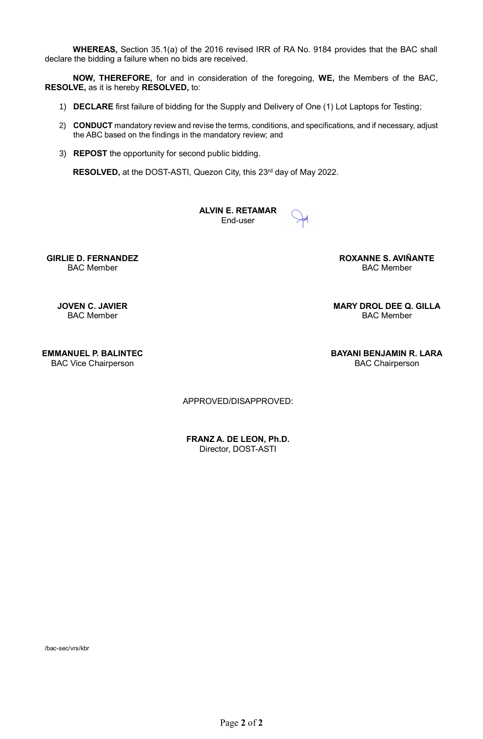**WHEREAS,** Section 35.1(a) of the 2016 revised IRR of RA No. 9184 provides that the BAC shall declare the bidding a failure when no bids are received.

**NOW, THEREFORE,** for and in consideration of the foregoing, **WE,** the Members of the BAC, **RESOLVE,** as it is hereby **RESOLVED,** to:

1) **DECLARE** first failure of bidding for the Supply and Delivery of One (1) Lot Laptops for Testing;

2) **CONDUCT** mandatory review and revise the terms, conditions, and specifications, and if necessary, adjust the ABC based on the findings in the mandatory review; and

3) **REPOST** the opportunity for second public bidding.

**RESOLVED,** at the DOST-ASTI, Quezon City, this 23rd day of May 2022.

**ALVIN E. RETAMAR**
End-user

**GIRLIE D. FERNANDEZ**
BAC Member

**ROXANNE S. AVIÑANTE**
BAC Member

**JOVEN C. JAVIER**
BAC Member

**MARY DROL DEE Q. GILLA**
BAC Member

**EMMANUEL P. BALINTEC**
BAC Vice Chairperson

**BAYANI BENJAMIN R. LARA**
BAC Chairperson

APPROVED/DISAPPROVED:

**FRANZ A. DE LEON, Ph.D.**
Director, DOST-ASTI

/bac-sec/vrs/kbr